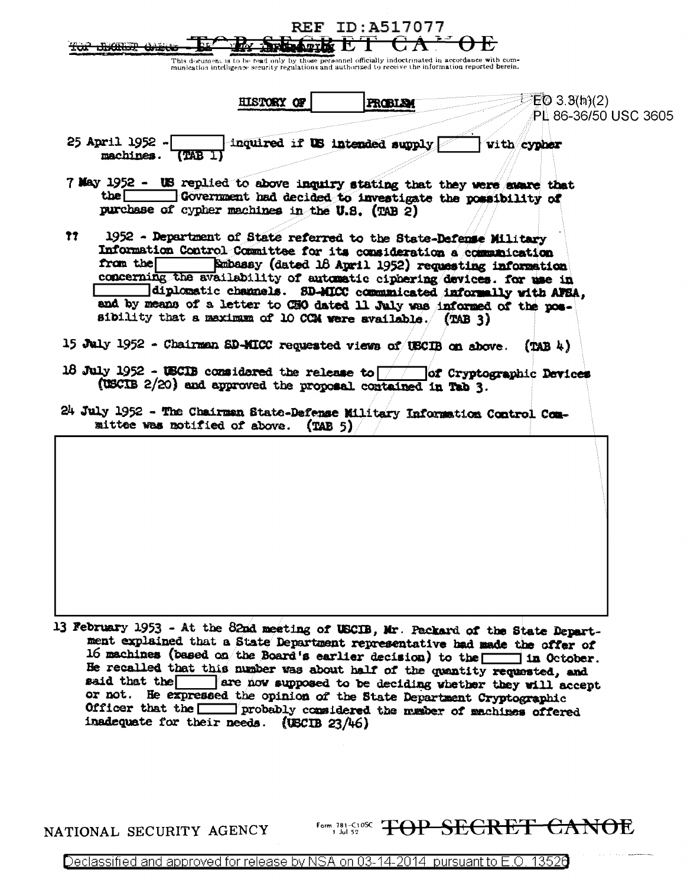REF ID:A517077

TOP SECRET CANOE

This document is to be read only by those personnel officially indoctrinated in accordance with communication intelligence security regulations and authorized to receive the information reported herein.

## HISTORY OF [ ] PROBLEM

EO 3.3(h)(2)
PL 86-36/50 USC 3605

25 April 1952 - [ ] inquired if US intended supply [ ] with cypher machines. (TAB 1)

7 May 1952 - US replied to above inquiry stating that they were aware that the [ ] Government had decided to investigate the possibility of purchase of cypher machines in the U.S. (TAB 2)

?? 1952 - Department of State referred to the State-Defense Military Information Control Committee for its consideration a communication from the [ ] Embassy (dated 18 April 1952) requesting information concerning the availability of automatic ciphering devices. for use in [ ] diplomatic channels. SD-MICC communicated informally with AFSA, and by means of a letter to CSO dated 11 July was informed of the possibility that a maximum of 10 CCM were available. (TAB 3)

15 July 1952 - Chairman SD-MICC requested views of USCIB on above. (TAB 4)

18 July 1952 - USCIB considered the release to [ ] of Cryptographic Devices (USCIB 2/20) and approved the proposal contained in Tab 3.

24 July 1952 - The Chairman State-Defense Military Information Control Committee was notified of above. (TAB 5)

[ ]

13 February 1953 - At the 82nd meeting of USCIB, Mr. Packard of the State Department explained that a State Department representative had made the offer of 16 machines (based on the Board's earlier decision) to the [ ] in October. He recalled that this number was about half of the quantity requested, and said that the [ ] are now supposed to be deciding whether they will accept or not. He expressed the opinion of the State Department Cryptographic Officer that the [ ] probably considered the number of machines offered inadequate for their needs. (USCIB 23/46)

NATIONAL SECURITY AGENCY

TOP SECRET CANOE

Declassified and approved for release by NSA on 03-14-2014 pursuant to E.O. 13526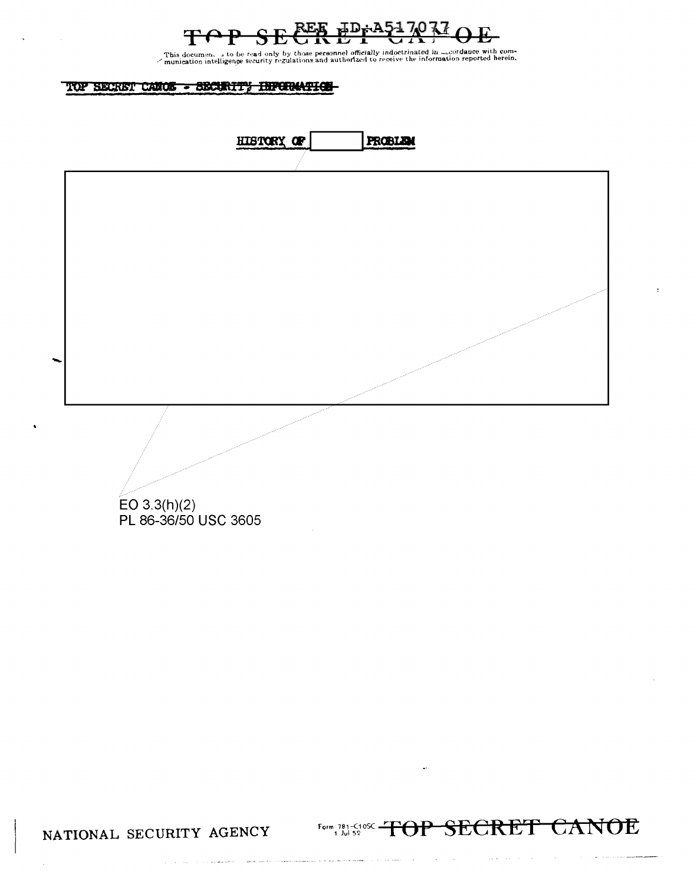TOP SECRET CANOE - SECURITY INFORMATION

## HISTORY OF [ ] PROBLEM

EO 3.3(h)(2)
PL 86-36/50 USC 3605